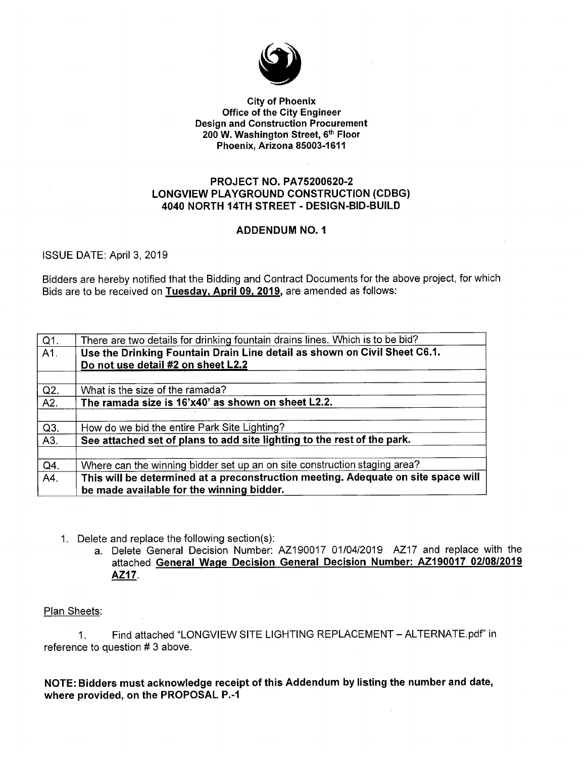**City of Phoenix**
**Office of the City Engineer**
**Design and Construction Procurement**
**200 W. Washington Street, 6th Floor**
**Phoenix, Arizona 85003-1611**

# PROJECT NO. PA75200620-2
# LONGVIEW PLAYGROUND CONSTRUCTION (CDBG)
# 4040 NORTH 14TH STREET - DESIGN-BID-BUILD

## ADDENDUM NO. 1

ISSUE DATE: April 3, 2019

Bidders are hereby notified that the Bidding and Contract Documents for the above project, for which Bids are to be received on **Tuesday, April 09, 2019,** are amended as follows:

| | |
|---|---|
| Q1. | There are two details for drinking fountain drains lines. Which is to be bid? |
| A1. | **Use the Drinking Fountain Drain Line detail as shown on Civil Sheet C6.1. Do not use detail #2 on sheet L2.2** |
| | |
| Q2. | What is the size of the ramada? |
| A2. | **The ramada size is 16'x40' as shown on sheet L2.2.** |
| | |
| Q3. | How do we bid the entire Park Site Lighting? |
| A3. | **See attached set of plans to add site lighting to the rest of the park.** |
| | |
| Q4. | Where can the winning bidder set up an on site construction staging area? |
| A4. | **This will be determined at a preconstruction meeting. Adequate on site space will be made available for the winning bidder.** |

1. Delete and replace the following section(s):
   a. Delete General Decision Number: AZ190017 01/04/2019 AZ17 and replace with the attached **General Wage Decision General Decision Number: AZ190017 02/08/2019 AZ17**.

Plan Sheets:

1. Find attached "LONGVIEW SITE LIGHTING REPLACEMENT – ALTERNATE.pdf" in reference to question # 3 above.

**NOTE: Bidders must acknowledge receipt of this Addendum by listing the number and date, where provided, on the PROPOSAL P.-1**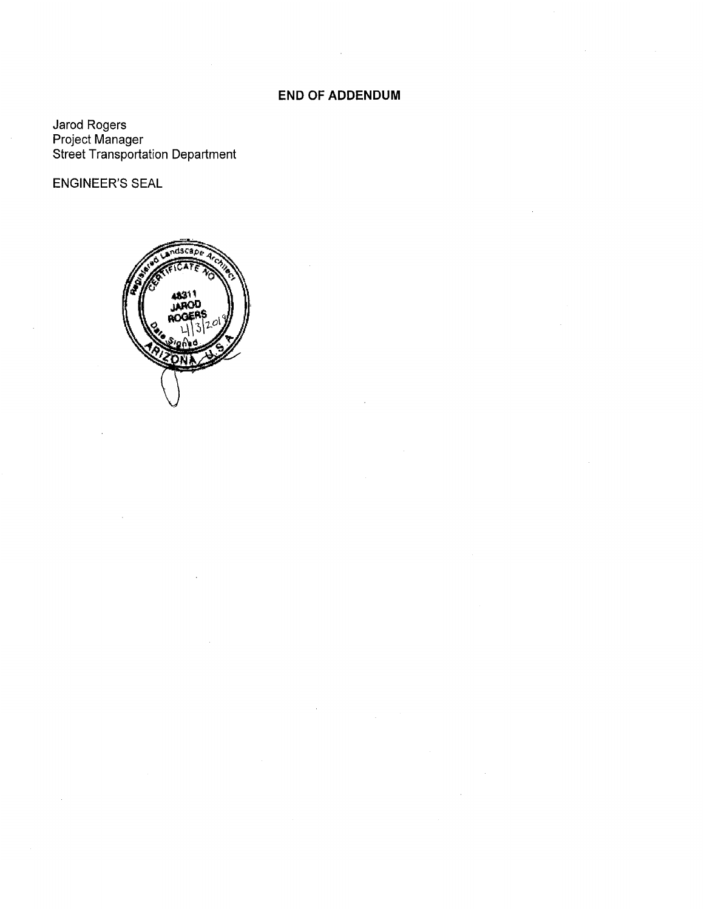**END OF ADDENDUM**

Jarod Rogers
Project Manager
Street Transportation Department

ENGINEER'S SEAL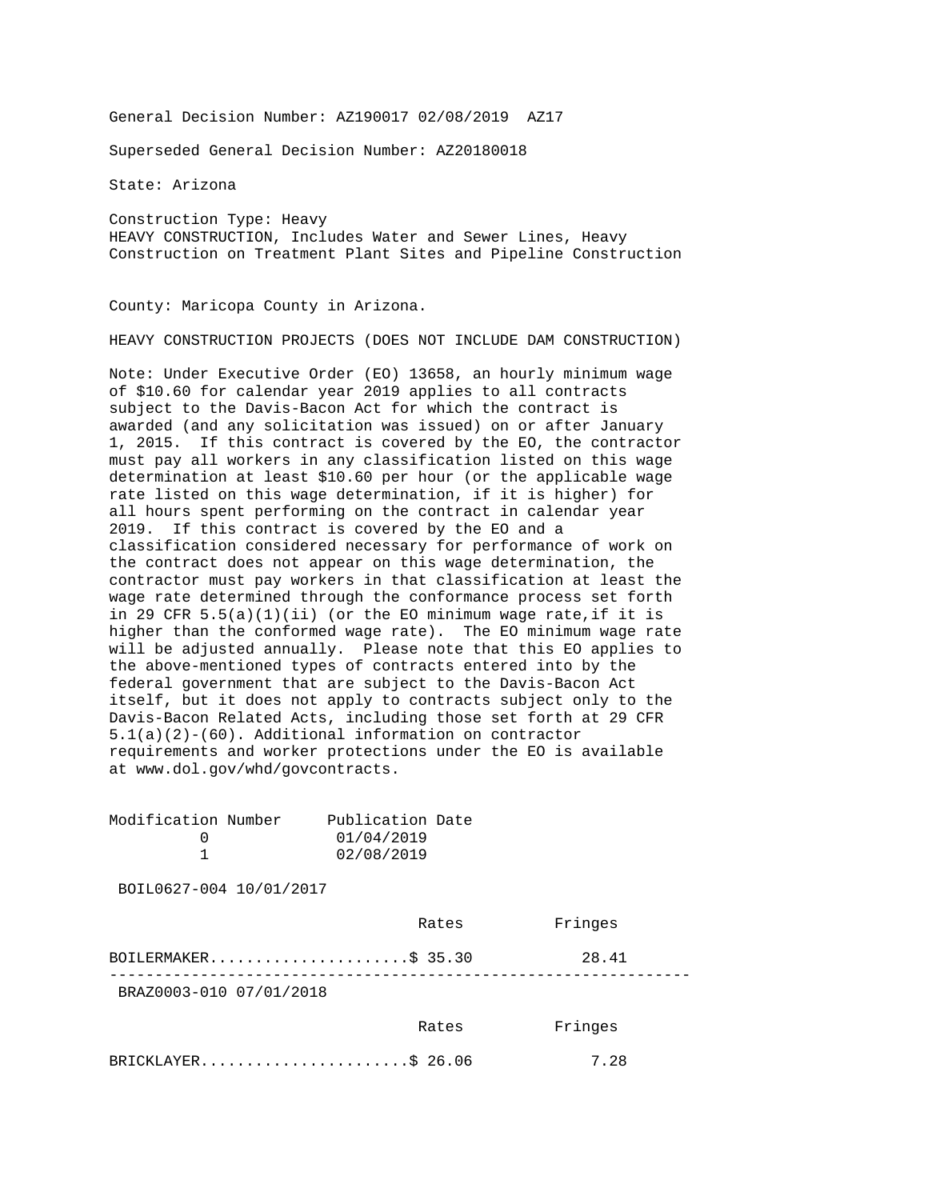General Decision Number: AZ190017 02/08/2019 AZ17

Superseded General Decision Number: AZ20180018

State: Arizona

Construction Type: Heavy
HEAVY CONSTRUCTION, Includes Water and Sewer Lines, Heavy Construction on Treatment Plant Sites and Pipeline Construction

County: Maricopa County in Arizona.

HEAVY CONSTRUCTION PROJECTS (DOES NOT INCLUDE DAM CONSTRUCTION)

Note: Under Executive Order (EO) 13658, an hourly minimum wage of $10.60 for calendar year 2019 applies to all contracts subject to the Davis-Bacon Act for which the contract is awarded (and any solicitation was issued) on or after January 1, 2015. If this contract is covered by the EO, the contractor must pay all workers in any classification listed on this wage determination at least $10.60 per hour (or the applicable wage rate listed on this wage determination, if it is higher) for all hours spent performing on the contract in calendar year 2019. If this contract is covered by the EO and a classification considered necessary for performance of work on the contract does not appear on this wage determination, the contractor must pay workers in that classification at least the wage rate determined through the conformance process set forth in 29 CFR 5.5(a)(1)(ii) (or the EO minimum wage rate,if it is higher than the conformed wage rate). The EO minimum wage rate will be adjusted annually. Please note that this EO applies to the above-mentioned types of contracts entered into by the federal government that are subject to the Davis-Bacon Act itself, but it does not apply to contracts subject only to the Davis-Bacon Related Acts, including those set forth at 29 CFR 5.1(a)(2)-(60). Additional information on contractor requirements and worker protections under the EO is available at www.dol.gov/whd/govcontracts.

| Modification Number | Publication Date |
|---|---|
| 0 | 01/04/2019 |
| 1 | 02/08/2019 |

BOIL0627-004 10/01/2017

| | Rates | Fringes |
|---|---|---|
| BOILERMAKER | $ 35.30 | 28.41 |

---

BRAZ0003-010 07/01/2018

| | Rates | Fringes |
|---|---|---|
| BRICKLAYER | $ 26.06 | 7.28 |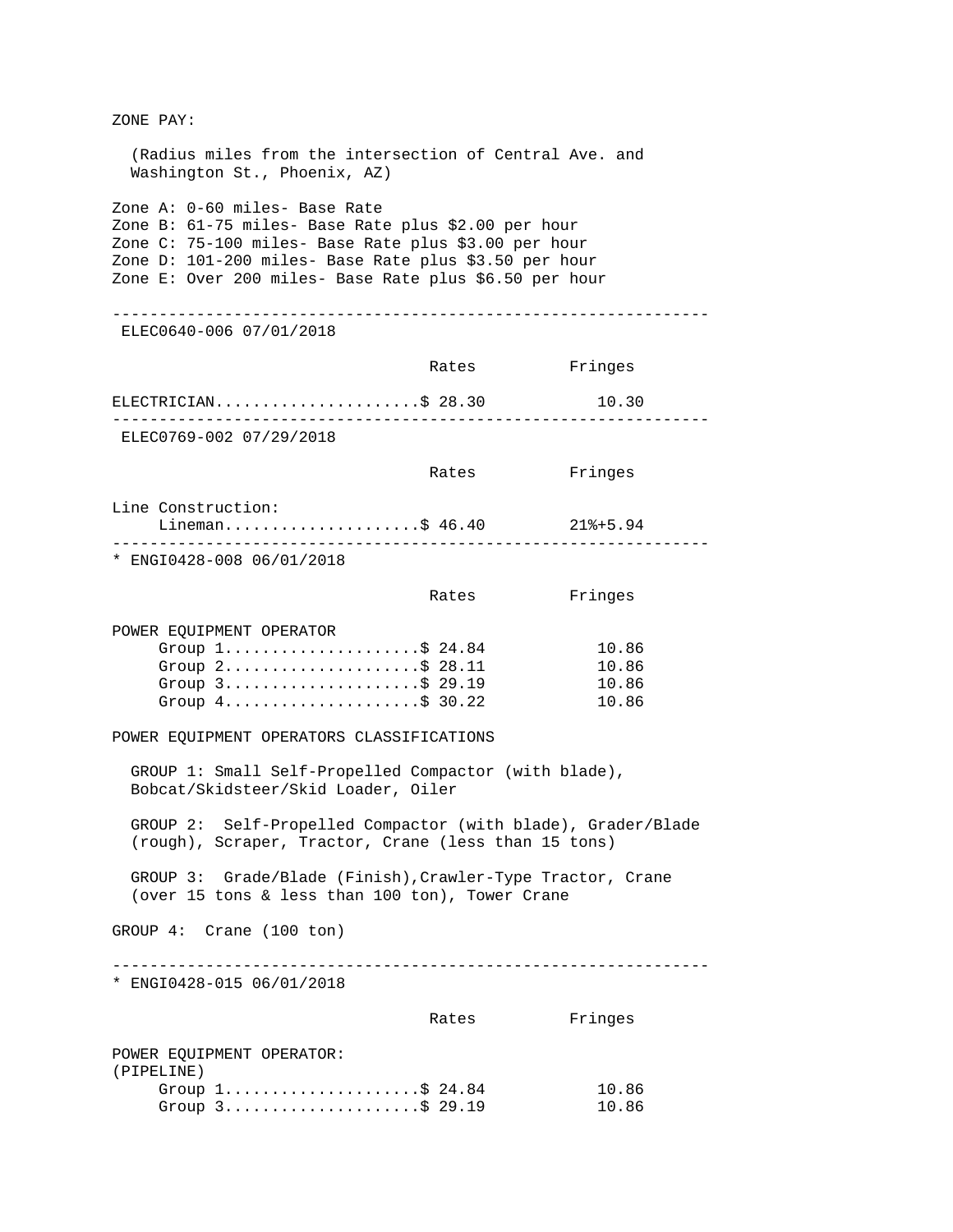ZONE PAY:

(Radius miles from the intersection of Central Ave. and Washington St., Phoenix, AZ)

Zone A: 0-60 miles- Base Rate
Zone B: 61-75 miles- Base Rate plus $2.00 per hour
Zone C: 75-100 miles- Base Rate plus $3.00 per hour
Zone D: 101-200 miles- Base Rate plus $3.50 per hour
Zone E: Over 200 miles- Base Rate plus $6.50 per hour

---

ELEC0640-006 07/01/2018

| | Rates | Fringes |
|---|---|---|
| ELECTRICIAN | $ 28.30 | 10.30 |

---

ELEC0769-002 07/29/2018

| | Rates | Fringes |
|---|---|---|
| Line Construction: | | |
| Lineman | $ 46.40 | 21%+5.94 |

---

* ENGI0428-008 06/01/2018

| | Rates | Fringes |
|---|---|---|
| POWER EQUIPMENT OPERATOR | | |
| Group 1 | $ 24.84 | 10.86 |
| Group 2 | $ 28.11 | 10.86 |
| Group 3 | $ 29.19 | 10.86 |
| Group 4 | $ 30.22 | 10.86 |

POWER EQUIPMENT OPERATORS CLASSIFICATIONS

GROUP 1: Small Self-Propelled Compactor (with blade), Bobcat/Skidsteer/Skid Loader, Oiler

GROUP 2: Self-Propelled Compactor (with blade), Grader/Blade (rough), Scraper, Tractor, Crane (less than 15 tons)

GROUP 3: Grade/Blade (Finish),Crawler-Type Tractor, Crane (over 15 tons & less than 100 ton), Tower Crane

GROUP 4: Crane (100 ton)

---

* ENGI0428-015 06/01/2018

| | Rates | Fringes |
|---|---|---|
| POWER EQUIPMENT OPERATOR: (PIPELINE) | | |
| Group 1 | $ 24.84 | 10.86 |
| Group 3 | $ 29.19 | 10.86 |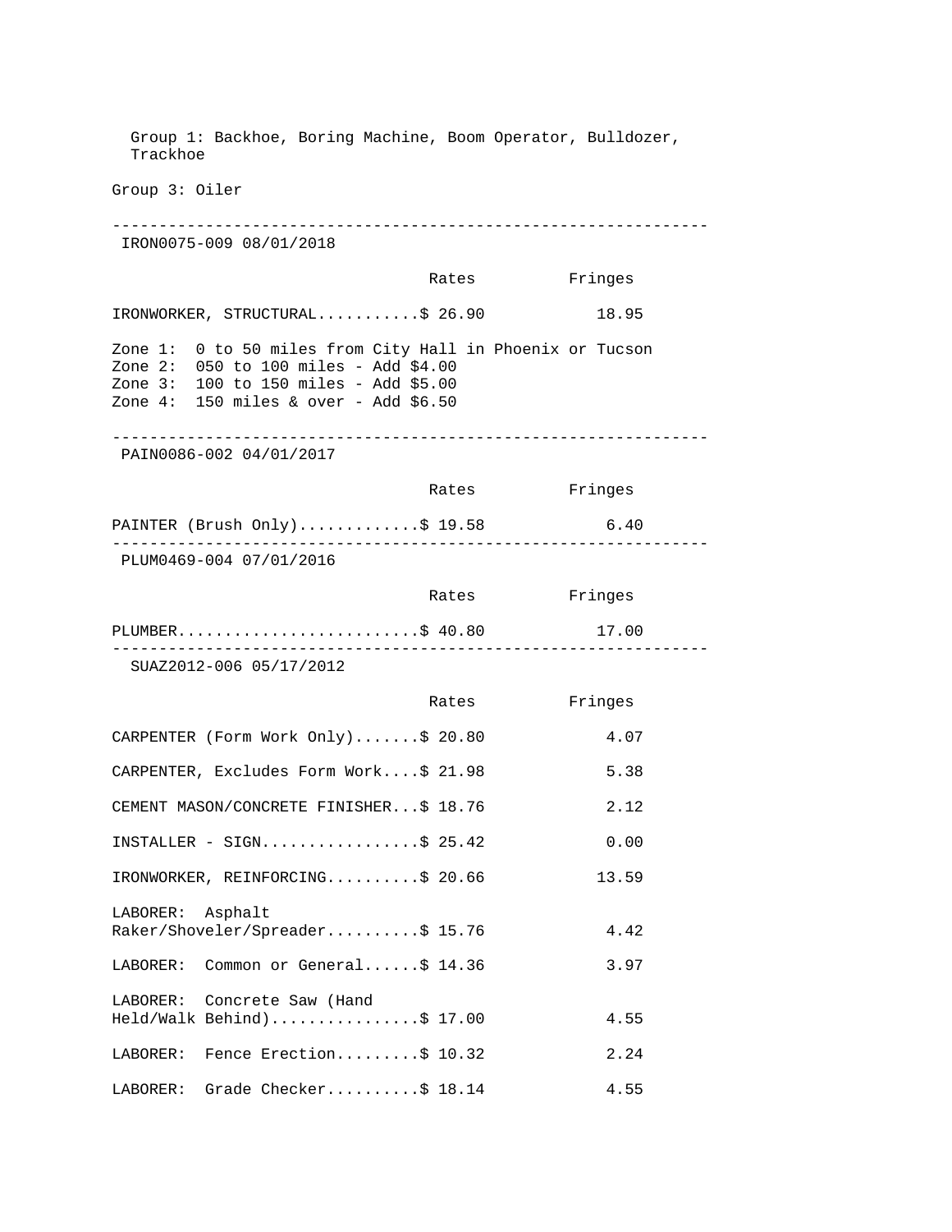Group 1: Backhoe, Boring Machine, Boom Operator, Bulldozer, Trackhoe

Group 3: Oiler

---

IRON0075-009 08/01/2018

| | Rates | Fringes |
|---|---|---|
| IRONWORKER, STRUCTURAL | $ 26.90 | 18.95 |

Zone 1: 0 to 50 miles from City Hall in Phoenix or Tucson
Zone 2: 050 to 100 miles - Add $4.00
Zone 3: 100 to 150 miles - Add $5.00
Zone 4: 150 miles & over - Add $6.50

---

PAIN0086-002 04/01/2017

| | Rates | Fringes |
|---|---|---|
| PAINTER (Brush Only) | $ 19.58 | 6.40 |

---

PLUM0469-004 07/01/2016

| | Rates | Fringes |
|---|---|---|
| PLUMBER | $ 40.80 | 17.00 |

---

SUAZ2012-006 05/17/2012

| | Rates | Fringes |
|---|---|---|
| CARPENTER (Form Work Only) | $ 20.80 | 4.07 |
| CARPENTER, Excludes Form Work | $ 21.98 | 5.38 |
| CEMENT MASON/CONCRETE FINISHER | $ 18.76 | 2.12 |
| INSTALLER - SIGN | $ 25.42 | 0.00 |
| IRONWORKER, REINFORCING | $ 20.66 | 13.59 |
| LABORER: Asphalt Raker/Shoveler/Spreader | $ 15.76 | 4.42 |
| LABORER: Common or General | $ 14.36 | 3.97 |
| LABORER: Concrete Saw (Hand Held/Walk Behind) | $ 17.00 | 4.55 |
| LABORER: Fence Erection | $ 10.32 | 2.24 |
| LABORER: Grade Checker | $ 18.14 | 4.55 |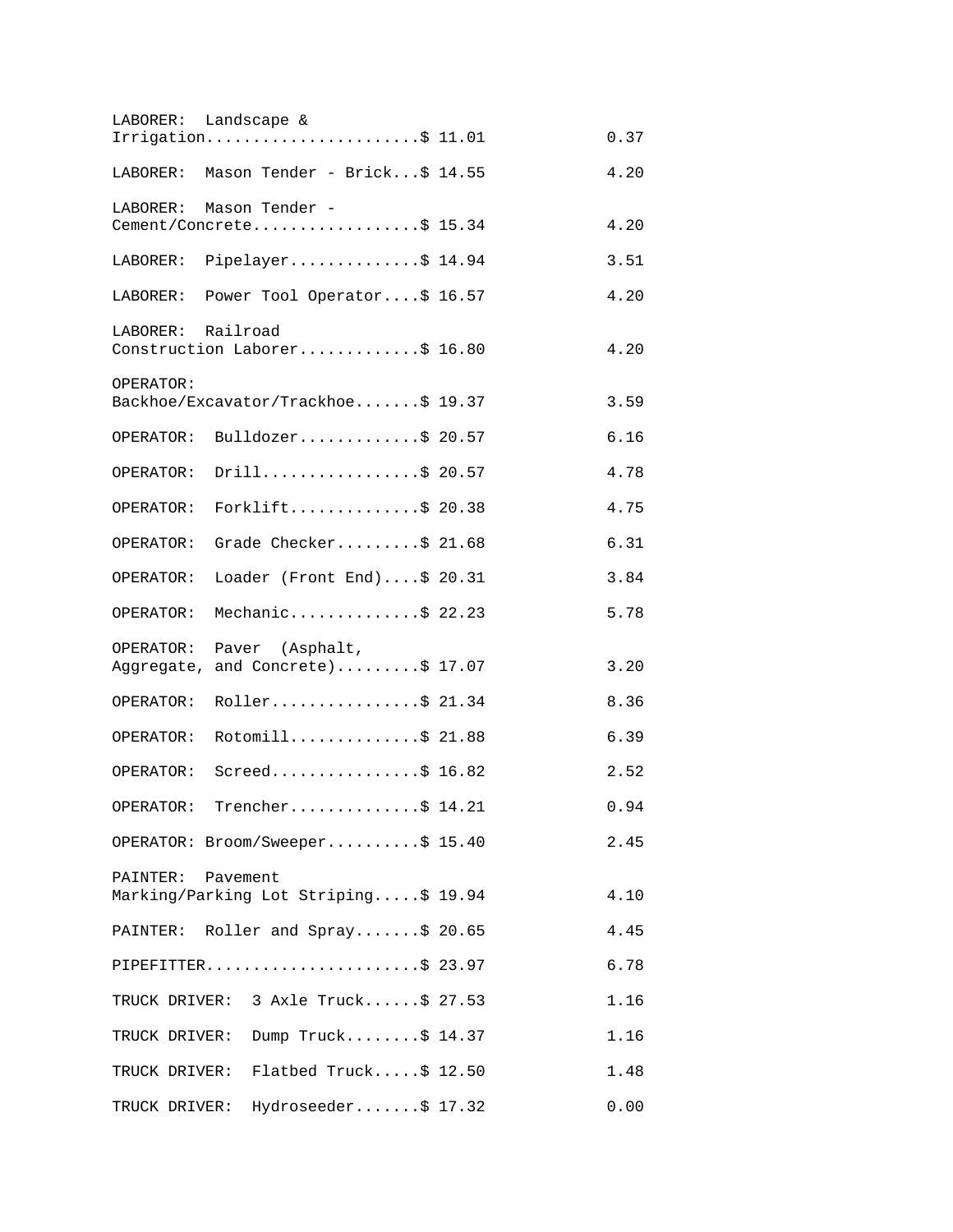```
LABORER:  Landscape &
Irrigation.......................$ 11.01              0.37

LABORER:  Mason Tender - Brick...$ 14.55              4.20

LABORER:  Mason Tender -
Cement/Concrete..................$ 15.34              4.20

LABORER:  Pipelayer..............$ 14.94              3.51

LABORER:  Power Tool Operator....$ 16.57              4.20

LABORER:  Railroad
Construction Laborer.............$ 16.80              4.20

OPERATOR:
Backhoe/Excavator/Trackhoe.......$ 19.37              3.59

OPERATOR:  Bulldozer.............$ 20.57              6.16

OPERATOR:  Drill.................$ 20.57              4.78

OPERATOR:  Forklift..............$ 20.38              4.75

OPERATOR:  Grade Checker.........$ 21.68              6.31

OPERATOR:  Loader (Front End)....$ 20.31              3.84

OPERATOR:  Mechanic..............$ 22.23              5.78

OPERATOR:  Paver  (Asphalt,
Aggregate, and Concrete).........$ 17.07              3.20

OPERATOR:  Roller................$ 21.34              8.36

OPERATOR:  Rotomill..............$ 21.88              6.39

OPERATOR:  Screed................$ 16.82              2.52

OPERATOR:  Trencher..............$ 14.21              0.94

OPERATOR: Broom/Sweeper..........$ 15.40              2.45

PAINTER:  Pavement
Marking/Parking Lot Striping.....$ 19.94              4.10

PAINTER:  Roller and Spray.......$ 20.65              4.45

PIPEFITTER.......................$ 23.97              6.78

TRUCK DRIVER:  3 Axle Truck......$ 27.53              1.16

TRUCK DRIVER:  Dump Truck........$ 14.37              1.16

TRUCK DRIVER:  Flatbed Truck.....$ 12.50              1.48

TRUCK DRIVER:  Hydroseeder.......$ 17.32              0.00
```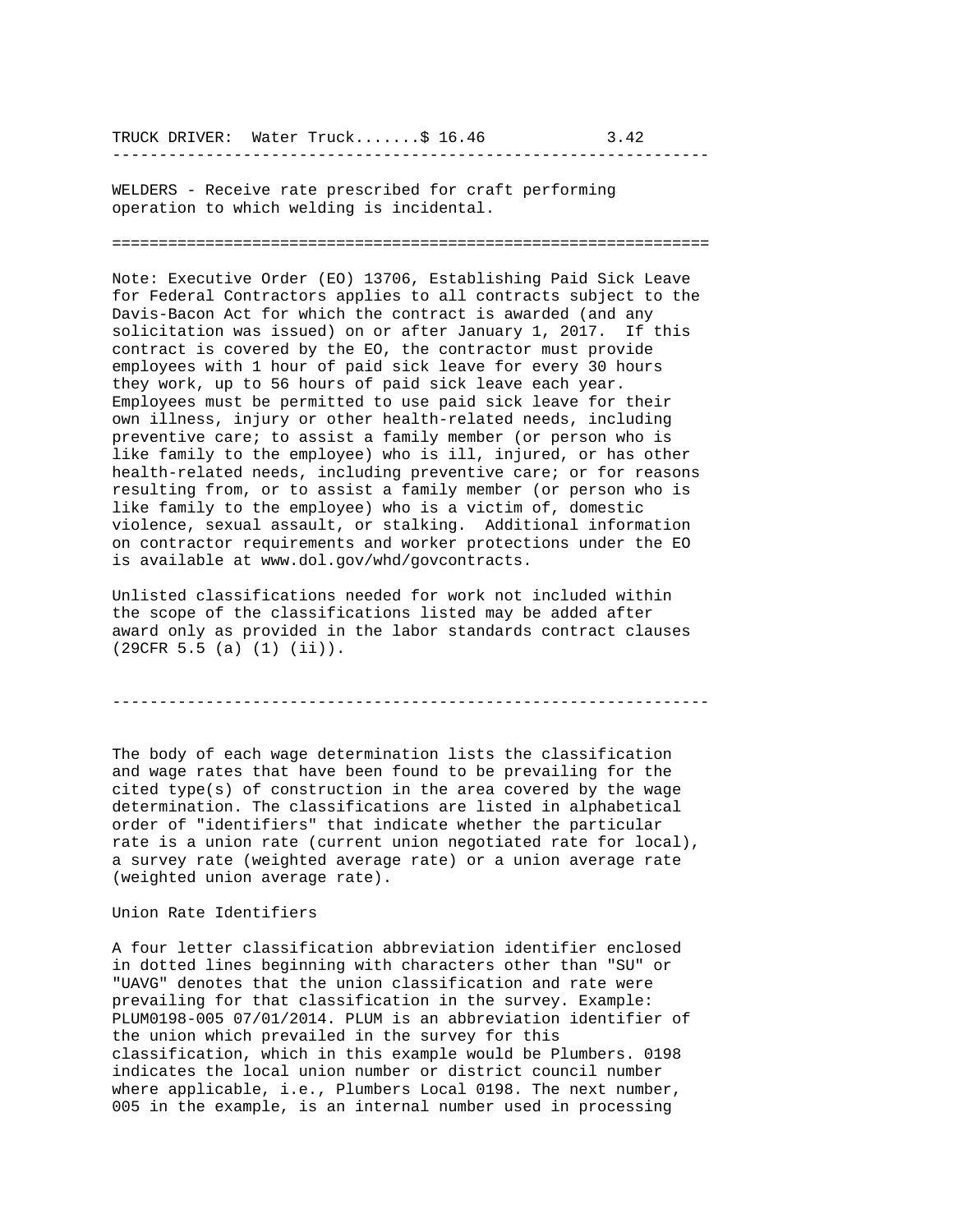TRUCK DRIVER: Water Truck.......$ 16.46 3.42

----------------------------------------------------------------

WELDERS - Receive rate prescribed for craft performing operation to which welding is incidental.

================================================================

Note: Executive Order (EO) 13706, Establishing Paid Sick Leave for Federal Contractors applies to all contracts subject to the Davis-Bacon Act for which the contract is awarded (and any solicitation was issued) on or after January 1, 2017. If this contract is covered by the EO, the contractor must provide employees with 1 hour of paid sick leave for every 30 hours they work, up to 56 hours of paid sick leave each year. Employees must be permitted to use paid sick leave for their own illness, injury or other health-related needs, including preventive care; to assist a family member (or person who is like family to the employee) who is ill, injured, or has other health-related needs, including preventive care; or for reasons resulting from, or to assist a family member (or person who is like family to the employee) who is a victim of, domestic violence, sexual assault, or stalking. Additional information on contractor requirements and worker protections under the EO is available at www.dol.gov/whd/govcontracts.

Unlisted classifications needed for work not included within the scope of the classifications listed may be added after award only as provided in the labor standards contract clauses (29CFR 5.5 (a) (1) (ii)).

----------------------------------------------------------------

The body of each wage determination lists the classification and wage rates that have been found to be prevailing for the cited type(s) of construction in the area covered by the wage determination. The classifications are listed in alphabetical order of "identifiers" that indicate whether the particular rate is a union rate (current union negotiated rate for local), a survey rate (weighted average rate) or a union average rate (weighted union average rate).

Union Rate Identifiers

A four letter classification abbreviation identifier enclosed in dotted lines beginning with characters other than "SU" or "UAVG" denotes that the union classification and rate were prevailing for that classification in the survey. Example: PLUM0198-005 07/01/2014. PLUM is an abbreviation identifier of the union which prevailed in the survey for this classification, which in this example would be Plumbers. 0198 indicates the local union number or district council number where applicable, i.e., Plumbers Local 0198. The next number, 005 in the example, is an internal number used in processing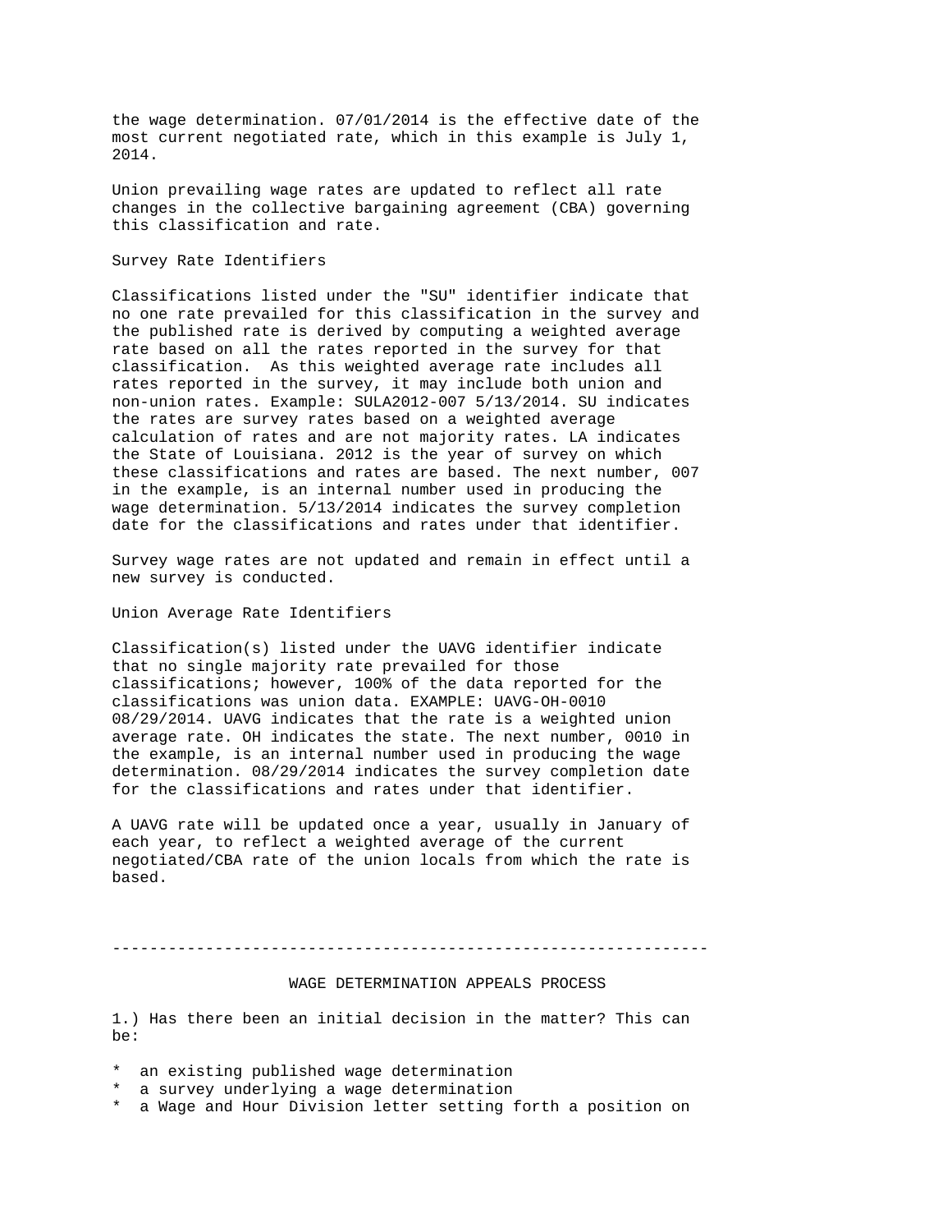the wage determination. 07/01/2014 is the effective date of the most current negotiated rate, which in this example is July 1, 2014.

Union prevailing wage rates are updated to reflect all rate changes in the collective bargaining agreement (CBA) governing this classification and rate.

Survey Rate Identifiers

Classifications listed under the "SU" identifier indicate that no one rate prevailed for this classification in the survey and the published rate is derived by computing a weighted average rate based on all the rates reported in the survey for that classification. As this weighted average rate includes all rates reported in the survey, it may include both union and non-union rates. Example: SULA2012-007 5/13/2014. SU indicates the rates are survey rates based on a weighted average calculation of rates and are not majority rates. LA indicates the State of Louisiana. 2012 is the year of survey on which these classifications and rates are based. The next number, 007 in the example, is an internal number used in producing the wage determination. 5/13/2014 indicates the survey completion date for the classifications and rates under that identifier.

Survey wage rates are not updated and remain in effect until a new survey is conducted.

Union Average Rate Identifiers

Classification(s) listed under the UAVG identifier indicate that no single majority rate prevailed for those classifications; however, 100% of the data reported for the classifications was union data. EXAMPLE: UAVG-OH-0010 08/29/2014. UAVG indicates that the rate is a weighted union average rate. OH indicates the state. The next number, 0010 in the example, is an internal number used in producing the wage determination. 08/29/2014 indicates the survey completion date for the classifications and rates under that identifier.

A UAVG rate will be updated once a year, usually in January of each year, to reflect a weighted average of the current negotiated/CBA rate of the union locals from which the rate is based.

---

WAGE DETERMINATION APPEALS PROCESS

1.) Has there been an initial decision in the matter? This can be:

* an existing published wage determination
* a survey underlying a wage determination
* a Wage and Hour Division letter setting forth a position on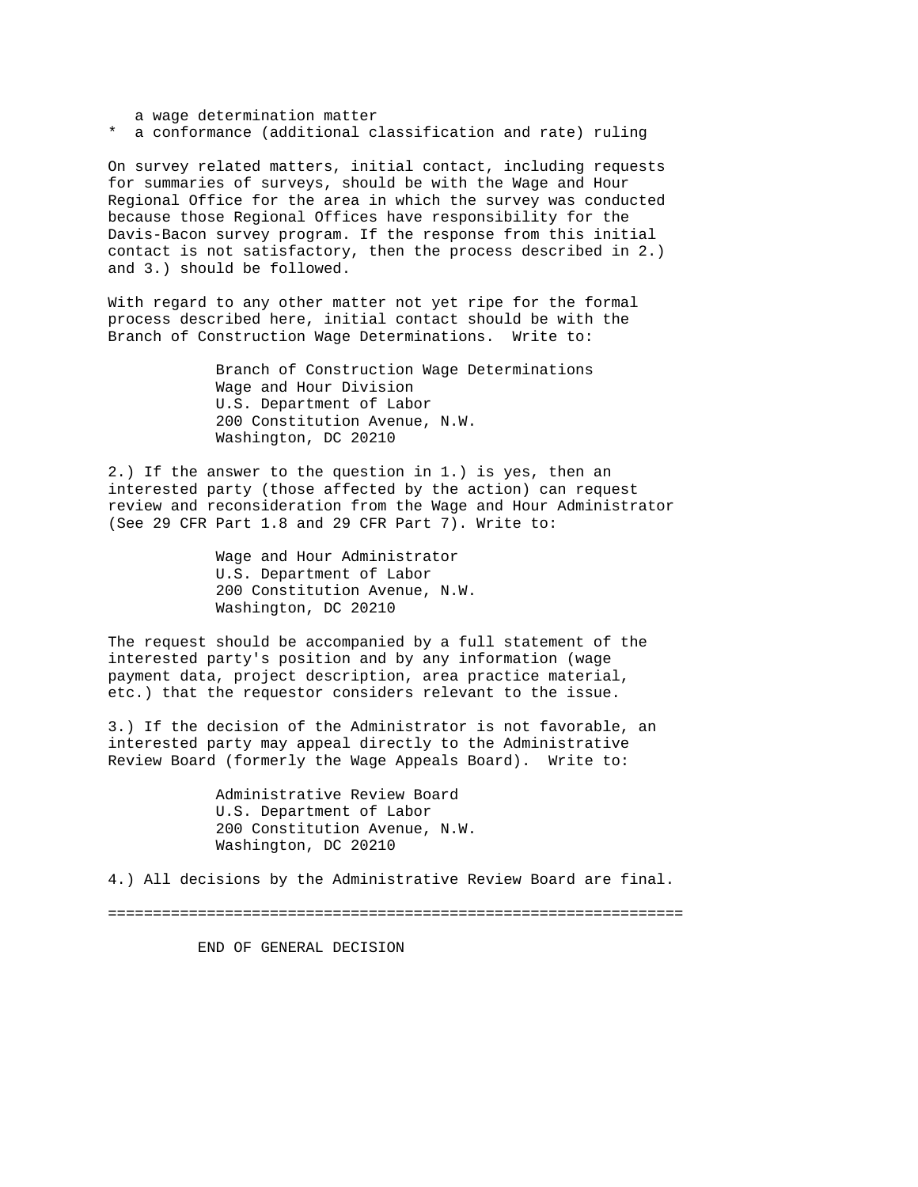a wage determination matter
*  a conformance (additional classification and rate) ruling

On survey related matters, initial contact, including requests for summaries of surveys, should be with the Wage and Hour Regional Office for the area in which the survey was conducted because those Regional Offices have responsibility for the Davis-Bacon survey program. If the response from this initial contact is not satisfactory, then the process described in 2.) and 3.) should be followed.

With regard to any other matter not yet ripe for the formal process described here, initial contact should be with the Branch of Construction Wage Determinations.  Write to:

Branch of Construction Wage Determinations
Wage and Hour Division
U.S. Department of Labor
200 Constitution Avenue, N.W.
Washington, DC 20210

2.) If the answer to the question in 1.) is yes, then an interested party (those affected by the action) can request review and reconsideration from the Wage and Hour Administrator (See 29 CFR Part 1.8 and 29 CFR Part 7). Write to:

Wage and Hour Administrator
U.S. Department of Labor
200 Constitution Avenue, N.W.
Washington, DC 20210

The request should be accompanied by a full statement of the interested party's position and by any information (wage payment data, project description, area practice material, etc.) that the requestor considers relevant to the issue.

3.) If the decision of the Administrator is not favorable, an interested party may appeal directly to the Administrative Review Board (formerly the Wage Appeals Board).  Write to:

Administrative Review Board
U.S. Department of Labor
200 Constitution Avenue, N.W.
Washington, DC 20210

4.) All decisions by the Administrative Review Board are final.

================================================================

END OF GENERAL DECISION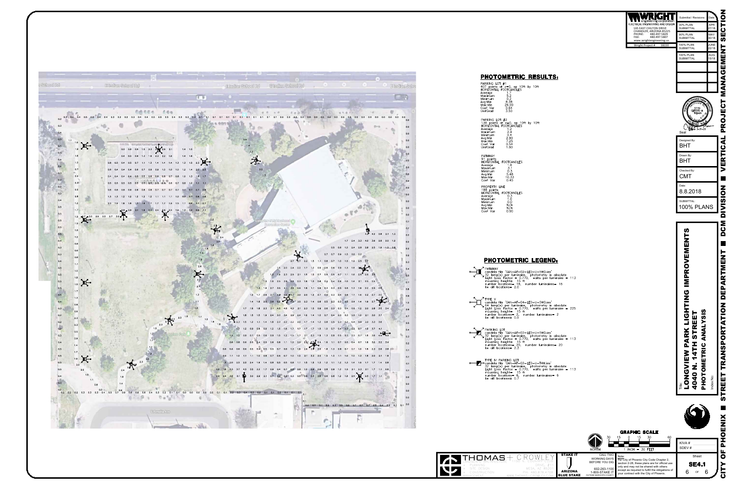## PHOTOMETRIC RESULTS:

PARKING LOT #1
407 points at z=0, sp 10ft by 10ft
HORIZONTAL FOOTCANDLES

| | |
|---|---|
| Average | 1.7 |
| Maximum | 5.2 |
| Minimum | 0.2 |
| Avg:Min | 8.38 |
| Max:Min | 26.00 |
| Coef Var | 0.64 |
| UnifGrad | 3.50 |

PARKING LOT #2
136 points at z=0, sp 10ft by 10ft
HORIZONTAL FOOTCANDLES

| | |
|---|---|
| Average | 1.2 |
| Maximum | 2.9 |
| Minimum | 0.4 |
| Avg:Min | 2.90 |
| Max:Min | 7.25 |
| Coef Var | 0.54 |
| UnifGrad | 1.60 |

PATHWAY
91 points
HORIZONTAL FOOTCANDLES

| | |
|---|---|
| Average | 1.6 |
| Maximum | 3.1 |
| Minimum | 0.3 |
| Avg:Min | 5.48 |
| Max:Min | 10.33 |
| Coef Var | 0.45 |

PROPERTY LINE
188 points
HORIZONTAL FOOTCANDLES

| | |
|---|---|
| Average | 0.3 |
| Maximum | 1.0 |
| Minimum | 0.0 |
| Avg:Min | N/A |
| Max:Min | N/A |
| Coef Var | 0.90 |

## PHOTOMETRIC LEGEND:

PATHWAY
candela file 'GAN-AF-02-LED-U-5WQ.ies'
32 lamp(s) per luminaire, photometry is absolute
Light Loss Factor = 0.770, watts per luminaire = 113
mounting height= 15 ft
number locations= 18, number luminaires= 18
lw all locations= 2.0

TYPE V
candela file 'GAN-AF-04-LED-U-5WQ.ies'
64 lamp(s) per luminaire, photometry is absolute
Light Loss Factor = 0.770, watts per luminaire = 225
mounting height= 15 ft
number locations= 2, number luminaires= 2
lw all locations= 0.5

PARKING LOT
candela file 'GAN-AF-02-LED-U-5WQ.ies'
32 lamp(s) per luminaire, photometry is absolute
Light Loss Factor = 0.770, watts per luminaire = 113
mounting height= 15 ft
number locations= 20, number luminaires= 20
lw all locations= 2.3

TYPE IV PARKING LOT
candela file 'GAN-AF-02-LED-U-T4W.ies'
32 lamp(s) per luminaire, photometry is absolute
Light Loss Factor = 0.770, watts per luminaire = 113
mounting height= 15 ft
number locations= 6, number luminaires= 6
lw all locations= 0.7

E Indian School Rd

Longview Park

E Amelia Ave

GRAPHIC SCALE
30 15 0 15 30 60
1 INCH = 30 FEET

NORTH

WRIGHT engineering corporation
ELECTRICAL ENGINEERING AND DESIGN
165 EAST CHILTON DRIVE
CHANDLER, ARIZONA 85225
PHONE: 480.497.5820
FAX: 480.497.5807
www.wrightengineering.us
Wright Project # 18220

| Submittal / Revisions | Date |
|---|---|
| 30% PLAN SUBMITTAL | APR 27/18 |
| 90% PLAN SUBMITTAL | MAY 30/18 |
| 100% PLAN SUBMITTAL | JUNE 22/18 |
| 100% PLAN SUBMITTAL | AUG 15/18 |

Seal

Designed By: BHT

Drawn By: BHT

Checked By: CMT

Date: 8.8.2018

SUBMITTAL: 100% PLANS

Title:
**LONGVIEW PARK LIGHTING IMPROVEMENTS**
**4040 N. 14TH STREET**
**PHOTOMETRIC ANALYSIS**

Index No:

THOMAS + CROWLEY
PLANNING · SITE DESIGN · CONSTRUCTION MANAGEMENT
MESA, AZ
WWW.THOMAS-CROWLEY.COM

STAKE IT
ARIZONA BLUE STAKE
CALL TWO WORKING DAYS BEFORE YOU DIG
602-263-1100
1-800-STAKE IT
OUTSIDE MARICOPA COUNTY

Note:
Per City of Phoenix City Code Chapter 2, section 2-28, these plans are for official use only and may not be shared with others except as required to fulfill the obligations of your contract with the City of Phoenix.

KIVA #
SDEV #

Sheet
SE4.1
6 OF 6

CITY OF PHOENIX ■ STREET TRANSPORTATION DEPARTMENT ■ DCM DIVISION ■ VERTICAL PROJECT MANAGEMENT SECTION